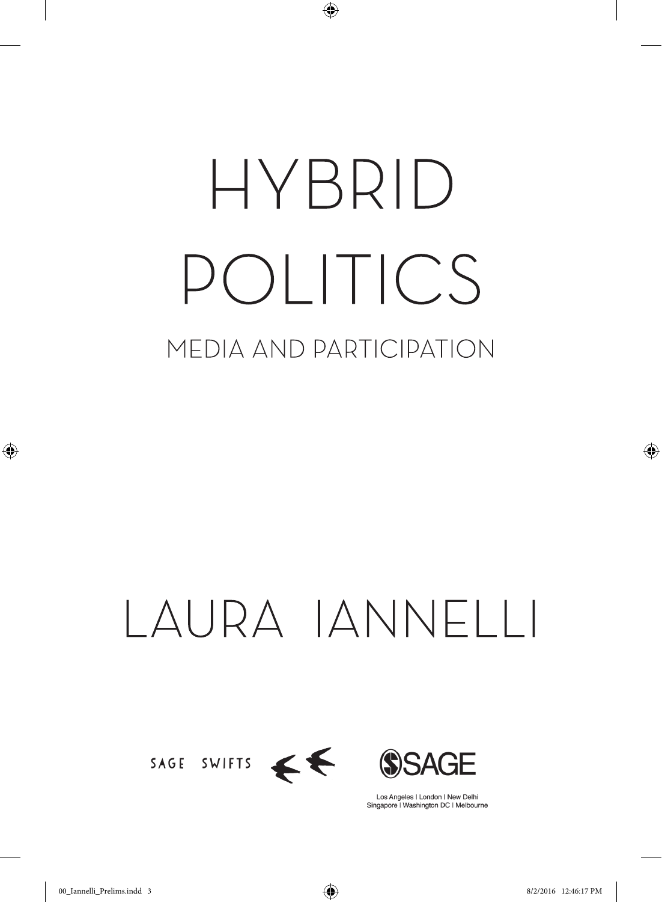# HYBRID POLITICS

## MEDIA AND PARTICIPATION

LAURA IANNELLI

SAGE SWIFTS

SAGE

Los Angeles | London | New Delhi
Singapore | Washington DC | Melbourne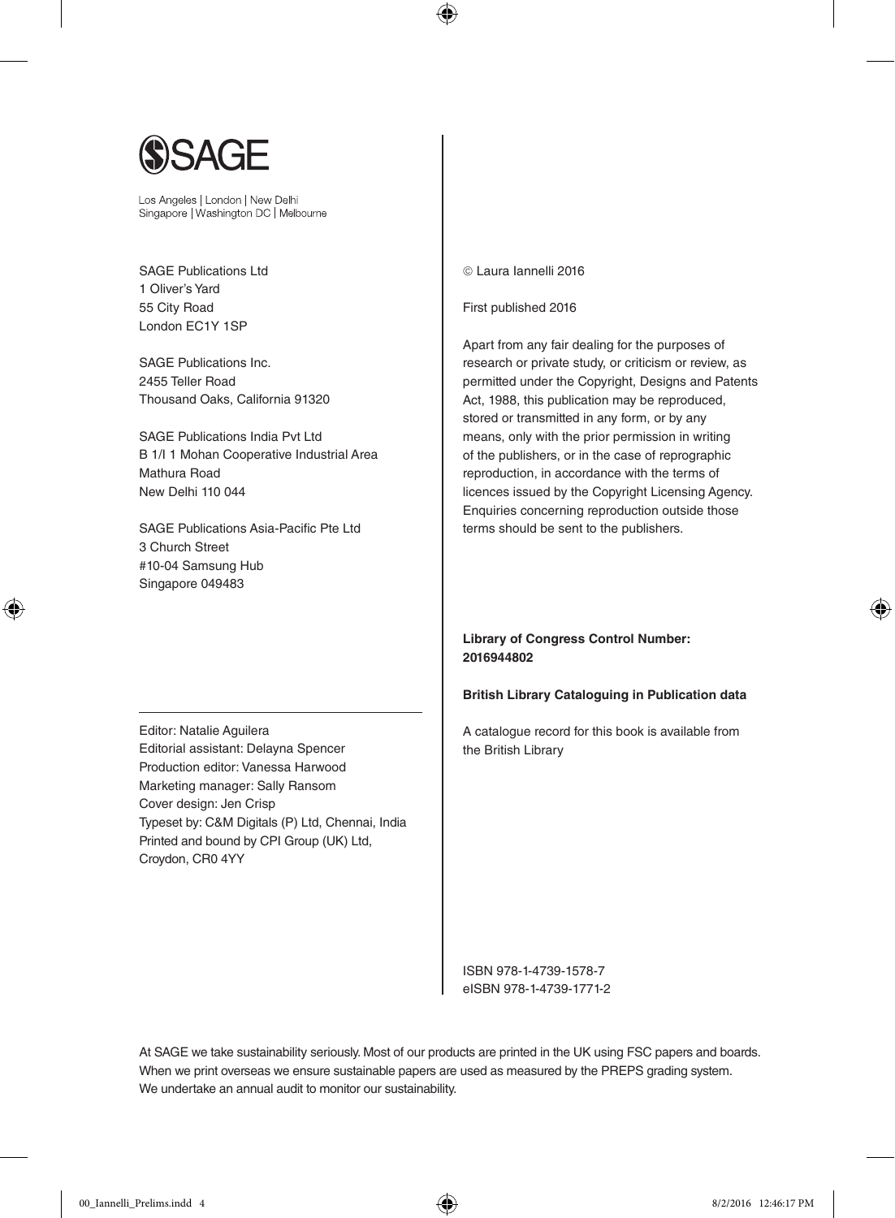SAGE

Los Angeles | London | New Delhi
Singapore | Washington DC | Melbourne

SAGE Publications Ltd
1 Oliver's Yard
55 City Road
London EC1Y 1SP

SAGE Publications Inc.
2455 Teller Road
Thousand Oaks, California 91320

SAGE Publications India Pvt Ltd
B 1/I 1 Mohan Cooperative Industrial Area
Mathura Road
New Delhi 110 044

SAGE Publications Asia-Pacific Pte Ltd
3 Church Street
#10-04 Samsung Hub
Singapore 049483

Editor: Natalie Aguilera
Editorial assistant: Delayna Spencer
Production editor: Vanessa Harwood
Marketing manager: Sally Ransom
Cover design: Jen Crisp
Typeset by: C&M Digitals (P) Ltd, Chennai, India
Printed and bound by CPI Group (UK) Ltd, Croydon, CR0 4YY

© Laura Iannelli 2016

First published 2016

Apart from any fair dealing for the purposes of research or private study, or criticism or review, as permitted under the Copyright, Designs and Patents Act, 1988, this publication may be reproduced, stored or transmitted in any form, or by any means, only with the prior permission in writing of the publishers, or in the case of reprographic reproduction, in accordance with the terms of licences issued by the Copyright Licensing Agency. Enquiries concerning reproduction outside those terms should be sent to the publishers.

**Library of Congress Control Number: 2016944802**

**British Library Cataloguing in Publication data**

A catalogue record for this book is available from the British Library

ISBN 978-1-4739-1578-7
eISBN 978-1-4739-1771-2

At SAGE we take sustainability seriously. Most of our products are printed in the UK using FSC papers and boards. When we print overseas we ensure sustainable papers are used as measured by the PREPS grading system. We undertake an annual audit to monitor our sustainability.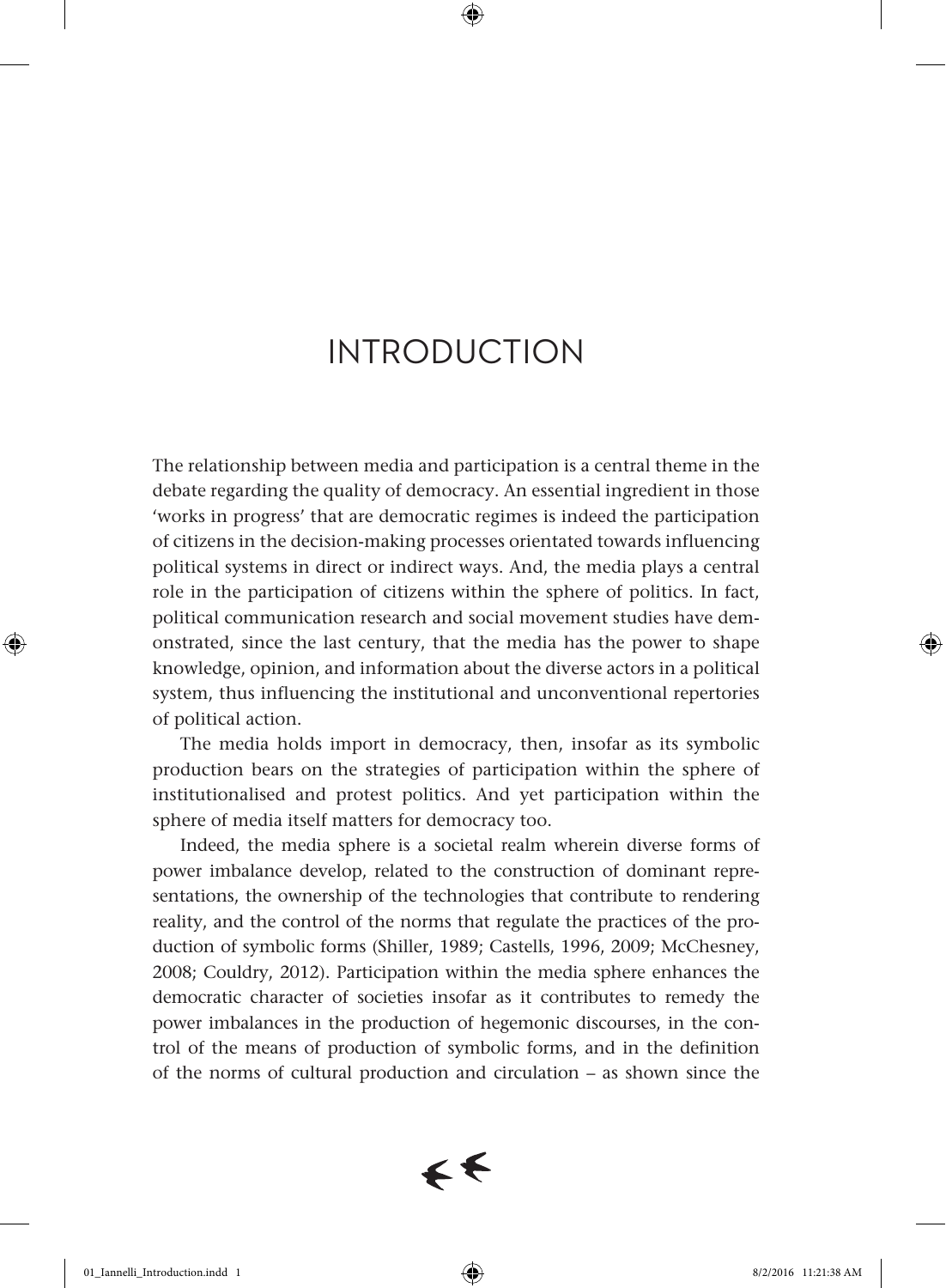# INTRODUCTION

The relationship between media and participation is a central theme in the debate regarding the quality of democracy. An essential ingredient in those 'works in progress' that are democratic regimes is indeed the participation of citizens in the decision-making processes orientated towards influencing political systems in direct or indirect ways. And, the media plays a central role in the participation of citizens within the sphere of politics. In fact, political communication research and social movement studies have demonstrated, since the last century, that the media has the power to shape knowledge, opinion, and information about the diverse actors in a political system, thus influencing the institutional and unconventional repertories of political action.

The media holds import in democracy, then, insofar as its symbolic production bears on the strategies of participation within the sphere of institutionalised and protest politics. And yet participation within the sphere of media itself matters for democracy too.

Indeed, the media sphere is a societal realm wherein diverse forms of power imbalance develop, related to the construction of dominant representations, the ownership of the technologies that contribute to rendering reality, and the control of the norms that regulate the practices of the production of symbolic forms (Shiller, 1989; Castells, 1996, 2009; McChesney, 2008; Couldry, 2012). Participation within the media sphere enhances the democratic character of societies insofar as it contributes to remedy the power imbalances in the production of hegemonic discourses, in the control of the means of production of symbolic forms, and in the definition of the norms of cultural production and circulation – as shown since the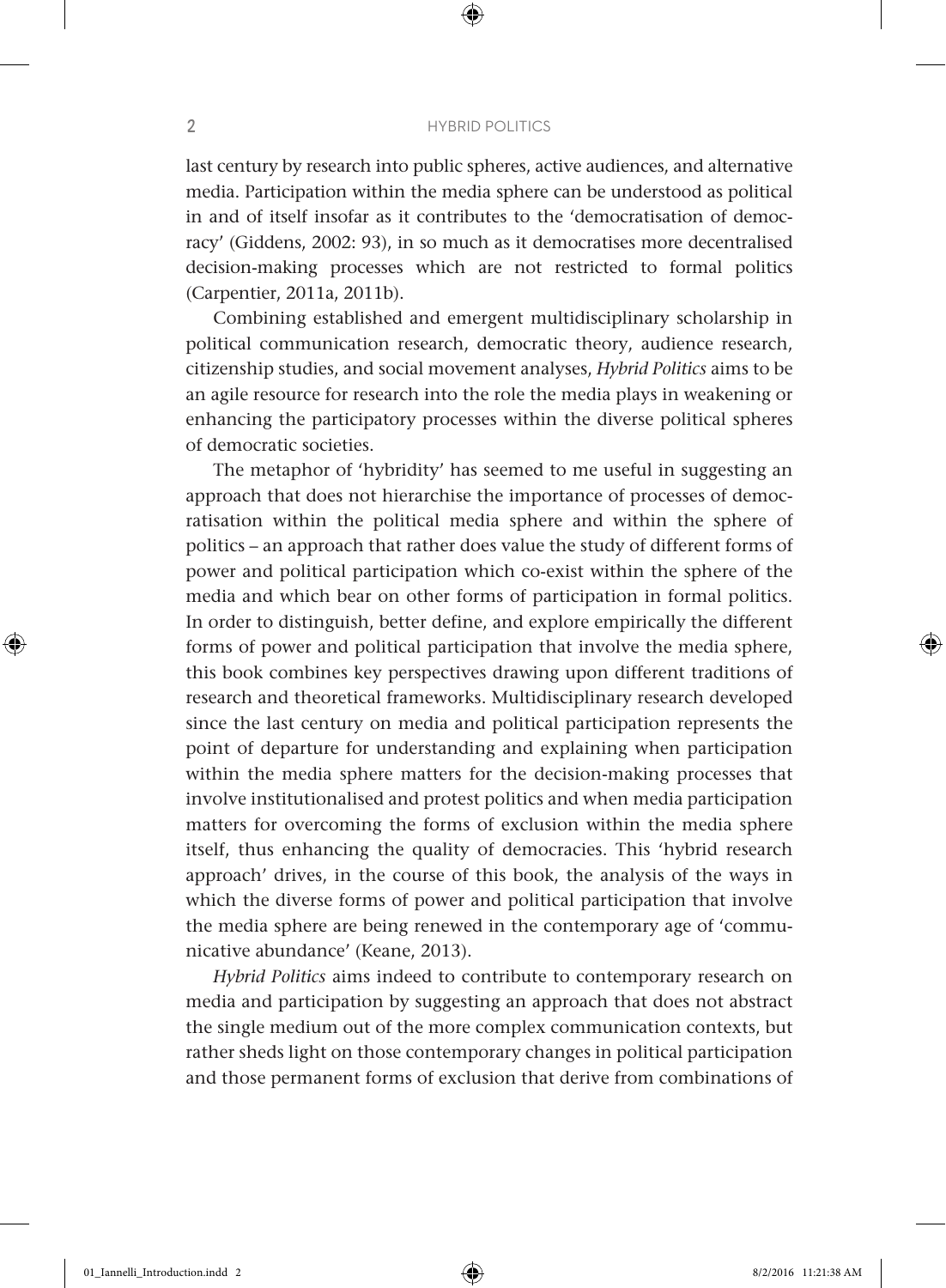last century by research into public spheres, active audiences, and alternative media. Participation within the media sphere can be understood as political in and of itself insofar as it contributes to the 'democratisation of democracy' (Giddens, 2002: 93), in so much as it democratises more decentralised decision-making processes which are not restricted to formal politics (Carpentier, 2011a, 2011b).

Combining established and emergent multidisciplinary scholarship in political communication research, democratic theory, audience research, citizenship studies, and social movement analyses, *Hybrid Politics* aims to be an agile resource for research into the role the media plays in weakening or enhancing the participatory processes within the diverse political spheres of democratic societies.

The metaphor of 'hybridity' has seemed to me useful in suggesting an approach that does not hierarchise the importance of processes of democratisation within the political media sphere and within the sphere of politics – an approach that rather does value the study of different forms of power and political participation which co-exist within the sphere of the media and which bear on other forms of participation in formal politics. In order to distinguish, better define, and explore empirically the different forms of power and political participation that involve the media sphere, this book combines key perspectives drawing upon different traditions of research and theoretical frameworks. Multidisciplinary research developed since the last century on media and political participation represents the point of departure for understanding and explaining when participation within the media sphere matters for the decision-making processes that involve institutionalised and protest politics and when media participation matters for overcoming the forms of exclusion within the media sphere itself, thus enhancing the quality of democracies. This 'hybrid research approach' drives, in the course of this book, the analysis of the ways in which the diverse forms of power and political participation that involve the media sphere are being renewed in the contemporary age of 'communicative abundance' (Keane, 2013).

*Hybrid Politics* aims indeed to contribute to contemporary research on media and participation by suggesting an approach that does not abstract the single medium out of the more complex communication contexts, but rather sheds light on those contemporary changes in political participation and those permanent forms of exclusion that derive from combinations of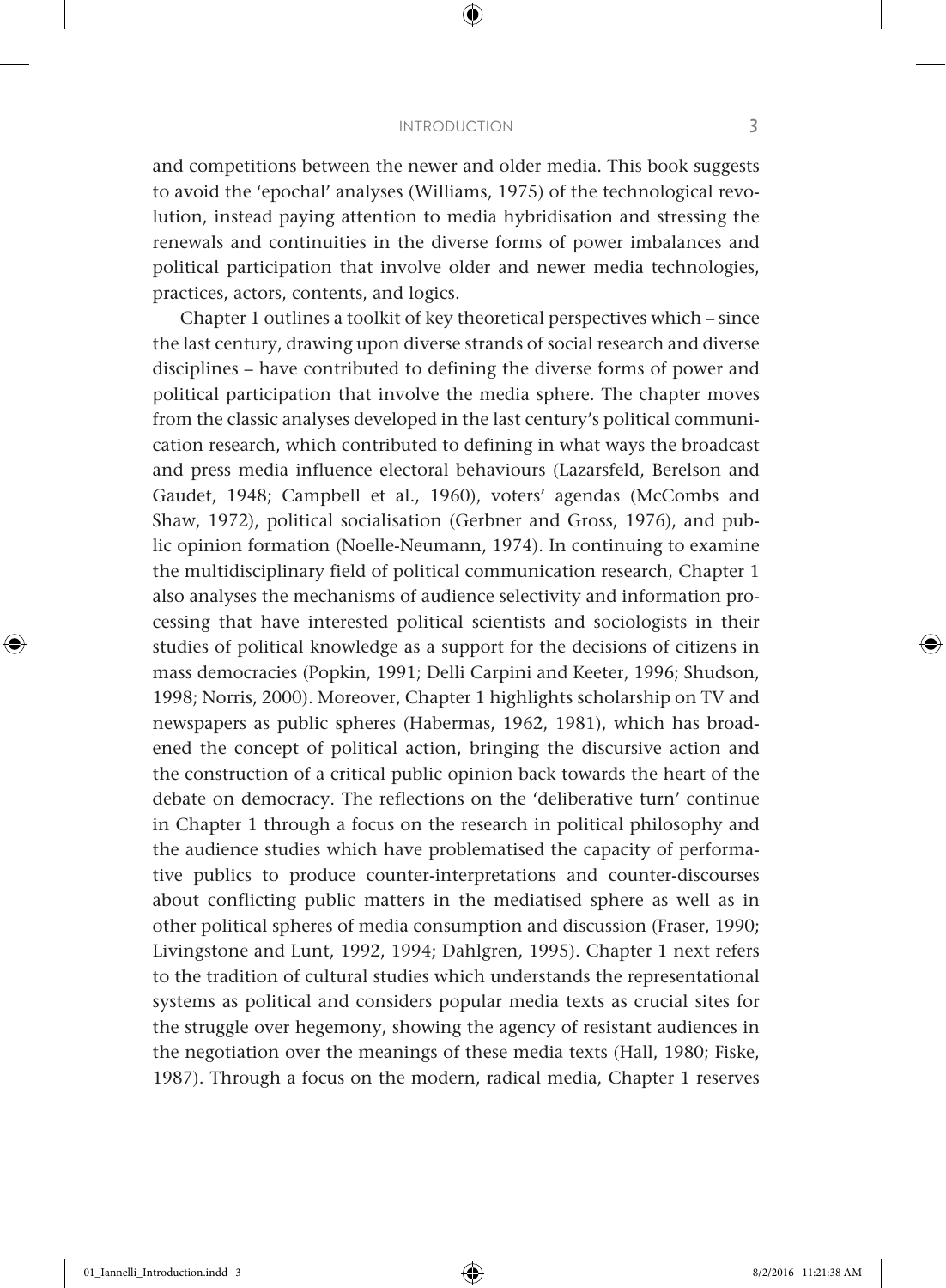and competitions between the newer and older media. This book suggests to avoid the 'epochal' analyses (Williams, 1975) of the technological revolution, instead paying attention to media hybridisation and stressing the renewals and continuities in the diverse forms of power imbalances and political participation that involve older and newer media technologies, practices, actors, contents, and logics.

Chapter 1 outlines a toolkit of key theoretical perspectives which – since the last century, drawing upon diverse strands of social research and diverse disciplines – have contributed to defining the diverse forms of power and political participation that involve the media sphere. The chapter moves from the classic analyses developed in the last century's political communication research, which contributed to defining in what ways the broadcast and press media influence electoral behaviours (Lazarsfeld, Berelson and Gaudet, 1948; Campbell et al., 1960), voters' agendas (McCombs and Shaw, 1972), political socialisation (Gerbner and Gross, 1976), and public opinion formation (Noelle-Neumann, 1974). In continuing to examine the multidisciplinary field of political communication research, Chapter 1 also analyses the mechanisms of audience selectivity and information processing that have interested political scientists and sociologists in their studies of political knowledge as a support for the decisions of citizens in mass democracies (Popkin, 1991; Delli Carpini and Keeter, 1996; Shudson, 1998; Norris, 2000). Moreover, Chapter 1 highlights scholarship on TV and newspapers as public spheres (Habermas, 1962, 1981), which has broadened the concept of political action, bringing the discursive action and the construction of a critical public opinion back towards the heart of the debate on democracy. The reflections on the 'deliberative turn' continue in Chapter 1 through a focus on the research in political philosophy and the audience studies which have problematised the capacity of performative publics to produce counter-interpretations and counter-discourses about conflicting public matters in the mediatised sphere as well as in other political spheres of media consumption and discussion (Fraser, 1990; Livingstone and Lunt, 1992, 1994; Dahlgren, 1995). Chapter 1 next refers to the tradition of cultural studies which understands the representational systems as political and considers popular media texts as crucial sites for the struggle over hegemony, showing the agency of resistant audiences in the negotiation over the meanings of these media texts (Hall, 1980; Fiske, 1987). Through a focus on the modern, radical media, Chapter 1 reserves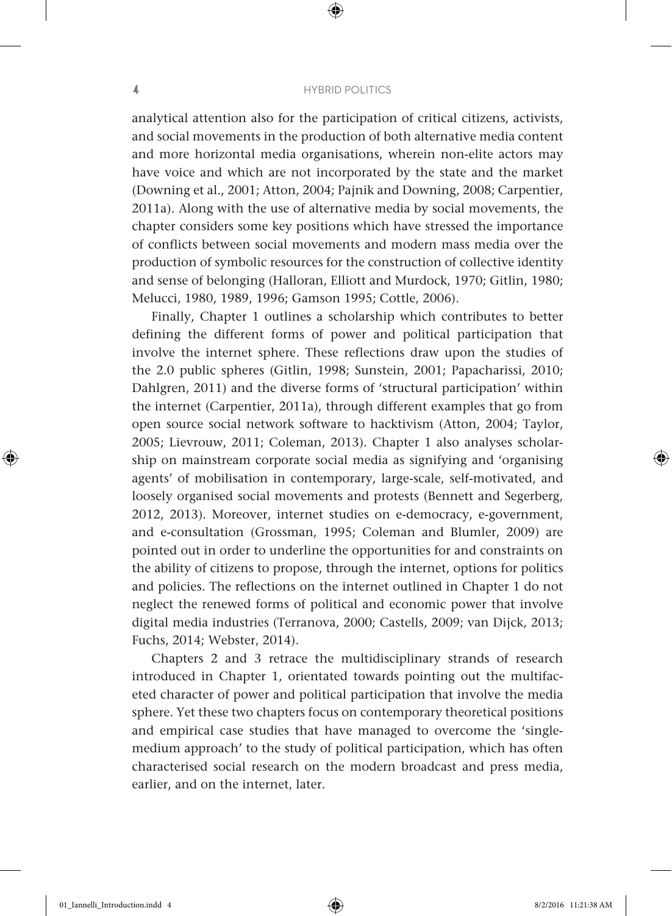analytical attention also for the participation of critical citizens, activists, and social movements in the production of both alternative media content and more horizontal media organisations, wherein non-elite actors may have voice and which are not incorporated by the state and the market (Downing et al., 2001; Atton, 2004; Pajnik and Downing, 2008; Carpentier, 2011a). Along with the use of alternative media by social movements, the chapter considers some key positions which have stressed the importance of conflicts between social movements and modern mass media over the production of symbolic resources for the construction of collective identity and sense of belonging (Halloran, Elliott and Murdock, 1970; Gitlin, 1980; Melucci, 1980, 1989, 1996; Gamson 1995; Cottle, 2006).

Finally, Chapter 1 outlines a scholarship which contributes to better defining the different forms of power and political participation that involve the internet sphere. These reflections draw upon the studies of the 2.0 public spheres (Gitlin, 1998; Sunstein, 2001; Papacharissi, 2010; Dahlgren, 2011) and the diverse forms of 'structural participation' within the internet (Carpentier, 2011a), through different examples that go from open source social network software to hacktivism (Atton, 2004; Taylor, 2005; Lievrouw, 2011; Coleman, 2013). Chapter 1 also analyses scholarship on mainstream corporate social media as signifying and 'organising agents' of mobilisation in contemporary, large-scale, self-motivated, and loosely organised social movements and protests (Bennett and Segerberg, 2012, 2013). Moreover, internet studies on e-democracy, e-government, and e-consultation (Grossman, 1995; Coleman and Blumler, 2009) are pointed out in order to underline the opportunities for and constraints on the ability of citizens to propose, through the internet, options for politics and policies. The reflections on the internet outlined in Chapter 1 do not neglect the renewed forms of political and economic power that involve digital media industries (Terranova, 2000; Castells, 2009; van Dijck, 2013; Fuchs, 2014; Webster, 2014).

Chapters 2 and 3 retrace the multidisciplinary strands of research introduced in Chapter 1, orientated towards pointing out the multifaceted character of power and political participation that involve the media sphere. Yet these two chapters focus on contemporary theoretical positions and empirical case studies that have managed to overcome the 'single-medium approach' to the study of political participation, which has often characterised social research on the modern broadcast and press media, earlier, and on the internet, later.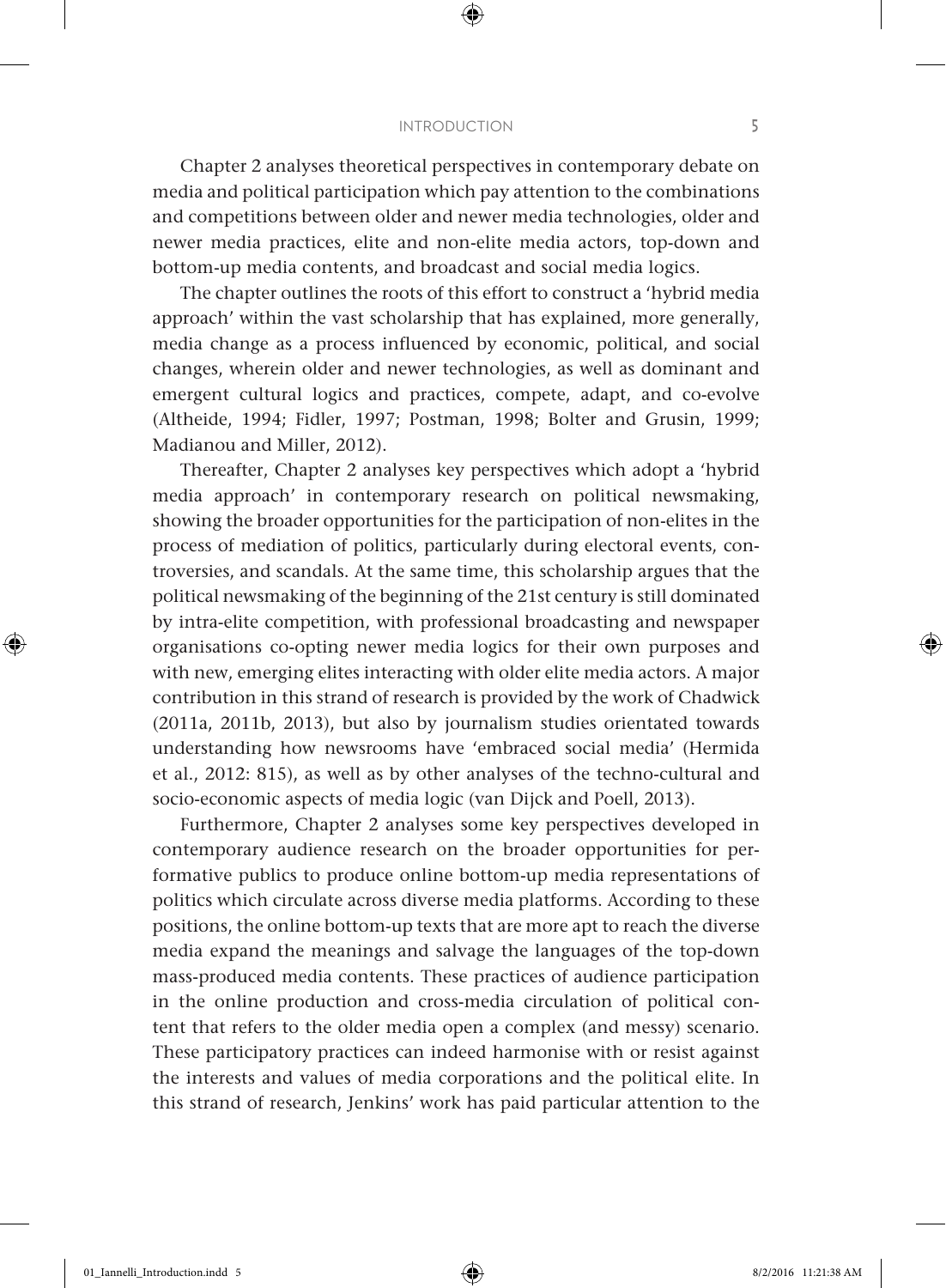Chapter 2 analyses theoretical perspectives in contemporary debate on media and political participation which pay attention to the combinations and competitions between older and newer media technologies, older and newer media practices, elite and non-elite media actors, top-down and bottom-up media contents, and broadcast and social media logics.

The chapter outlines the roots of this effort to construct a 'hybrid media approach' within the vast scholarship that has explained, more generally, media change as a process influenced by economic, political, and social changes, wherein older and newer technologies, as well as dominant and emergent cultural logics and practices, compete, adapt, and co-evolve (Altheide, 1994; Fidler, 1997; Postman, 1998; Bolter and Grusin, 1999; Madianou and Miller, 2012).

Thereafter, Chapter 2 analyses key perspectives which adopt a 'hybrid media approach' in contemporary research on political newsmaking, showing the broader opportunities for the participation of non-elites in the process of mediation of politics, particularly during electoral events, controversies, and scandals. At the same time, this scholarship argues that the political newsmaking of the beginning of the 21st century is still dominated by intra-elite competition, with professional broadcasting and newspaper organisations co-opting newer media logics for their own purposes and with new, emerging elites interacting with older elite media actors. A major contribution in this strand of research is provided by the work of Chadwick (2011a, 2011b, 2013), but also by journalism studies orientated towards understanding how newsrooms have 'embraced social media' (Hermida et al., 2012: 815), as well as by other analyses of the techno-cultural and socio-economic aspects of media logic (van Dijck and Poell, 2013).

Furthermore, Chapter 2 analyses some key perspectives developed in contemporary audience research on the broader opportunities for performative publics to produce online bottom-up media representations of politics which circulate across diverse media platforms. According to these positions, the online bottom-up texts that are more apt to reach the diverse media expand the meanings and salvage the languages of the top-down mass-produced media contents. These practices of audience participation in the online production and cross-media circulation of political content that refers to the older media open a complex (and messy) scenario. These participatory practices can indeed harmonise with or resist against the interests and values of media corporations and the political elite. In this strand of research, Jenkins' work has paid particular attention to the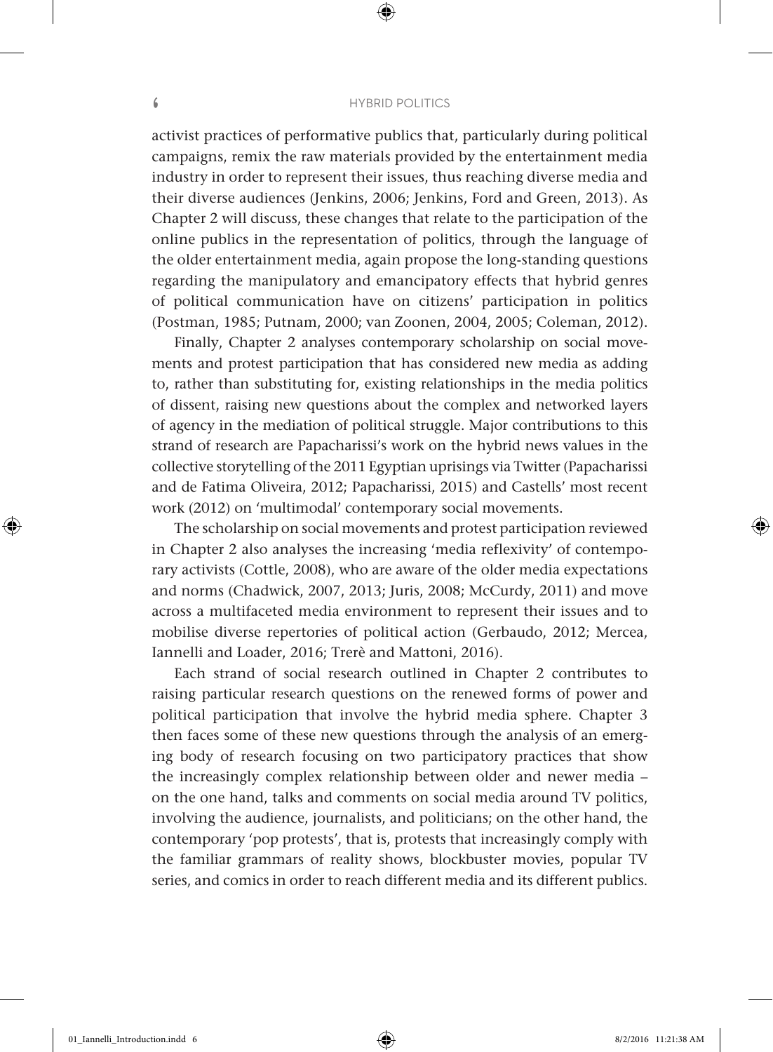activist practices of performative publics that, particularly during political campaigns, remix the raw materials provided by the entertainment media industry in order to represent their issues, thus reaching diverse media and their diverse audiences (Jenkins, 2006; Jenkins, Ford and Green, 2013). As Chapter 2 will discuss, these changes that relate to the participation of the online publics in the representation of politics, through the language of the older entertainment media, again propose the long-standing questions regarding the manipulatory and emancipatory effects that hybrid genres of political communication have on citizens' participation in politics (Postman, 1985; Putnam, 2000; van Zoonen, 2004, 2005; Coleman, 2012).

Finally, Chapter 2 analyses contemporary scholarship on social movements and protest participation that has considered new media as adding to, rather than substituting for, existing relationships in the media politics of dissent, raising new questions about the complex and networked layers of agency in the mediation of political struggle. Major contributions to this strand of research are Papacharissi's work on the hybrid news values in the collective storytelling of the 2011 Egyptian uprisings via Twitter (Papacharissi and de Fatima Oliveira, 2012; Papacharissi, 2015) and Castells' most recent work (2012) on 'multimodal' contemporary social movements.

The scholarship on social movements and protest participation reviewed in Chapter 2 also analyses the increasing 'media reflexivity' of contemporary activists (Cottle, 2008), who are aware of the older media expectations and norms (Chadwick, 2007, 2013; Juris, 2008; McCurdy, 2011) and move across a multifaceted media environment to represent their issues and to mobilise diverse repertories of political action (Gerbaudo, 2012; Mercea, Iannelli and Loader, 2016; Trerè and Mattoni, 2016).

Each strand of social research outlined in Chapter 2 contributes to raising particular research questions on the renewed forms of power and political participation that involve the hybrid media sphere. Chapter 3 then faces some of these new questions through the analysis of an emerging body of research focusing on two participatory practices that show the increasingly complex relationship between older and newer media – on the one hand, talks and comments on social media around TV politics, involving the audience, journalists, and politicians; on the other hand, the contemporary 'pop protests', that is, protests that increasingly comply with the familiar grammars of reality shows, blockbuster movies, popular TV series, and comics in order to reach different media and its different publics.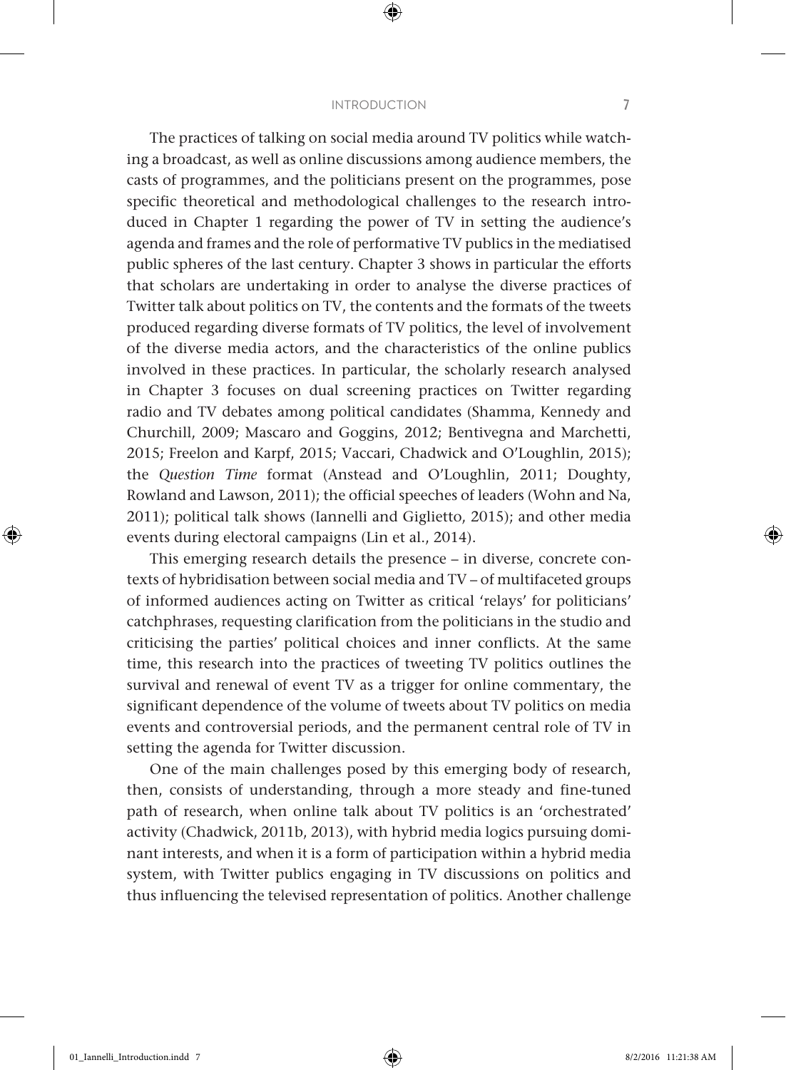The practices of talking on social media around TV politics while watching a broadcast, as well as online discussions among audience members, the casts of programmes, and the politicians present on the programmes, pose specific theoretical and methodological challenges to the research introduced in Chapter 1 regarding the power of TV in setting the audience's agenda and frames and the role of performative TV publics in the mediatised public spheres of the last century. Chapter 3 shows in particular the efforts that scholars are undertaking in order to analyse the diverse practices of Twitter talk about politics on TV, the contents and the formats of the tweets produced regarding diverse formats of TV politics, the level of involvement of the diverse media actors, and the characteristics of the online publics involved in these practices. In particular, the scholarly research analysed in Chapter 3 focuses on dual screening practices on Twitter regarding radio and TV debates among political candidates (Shamma, Kennedy and Churchill, 2009; Mascaro and Goggins, 2012; Bentivegna and Marchetti, 2015; Freelon and Karpf, 2015; Vaccari, Chadwick and O'Loughlin, 2015); the *Question Time* format (Anstead and O'Loughlin, 2011; Doughty, Rowland and Lawson, 2011); the official speeches of leaders (Wohn and Na, 2011); political talk shows (Iannelli and Giglietto, 2015); and other media events during electoral campaigns (Lin et al., 2014).

This emerging research details the presence – in diverse, concrete contexts of hybridisation between social media and TV – of multifaceted groups of informed audiences acting on Twitter as critical 'relays' for politicians' catchphrases, requesting clarification from the politicians in the studio and criticising the parties' political choices and inner conflicts. At the same time, this research into the practices of tweeting TV politics outlines the survival and renewal of event TV as a trigger for online commentary, the significant dependence of the volume of tweets about TV politics on media events and controversial periods, and the permanent central role of TV in setting the agenda for Twitter discussion.

One of the main challenges posed by this emerging body of research, then, consists of understanding, through a more steady and fine-tuned path of research, when online talk about TV politics is an 'orchestrated' activity (Chadwick, 2011b, 2013), with hybrid media logics pursuing dominant interests, and when it is a form of participation within a hybrid media system, with Twitter publics engaging in TV discussions on politics and thus influencing the televised representation of politics. Another challenge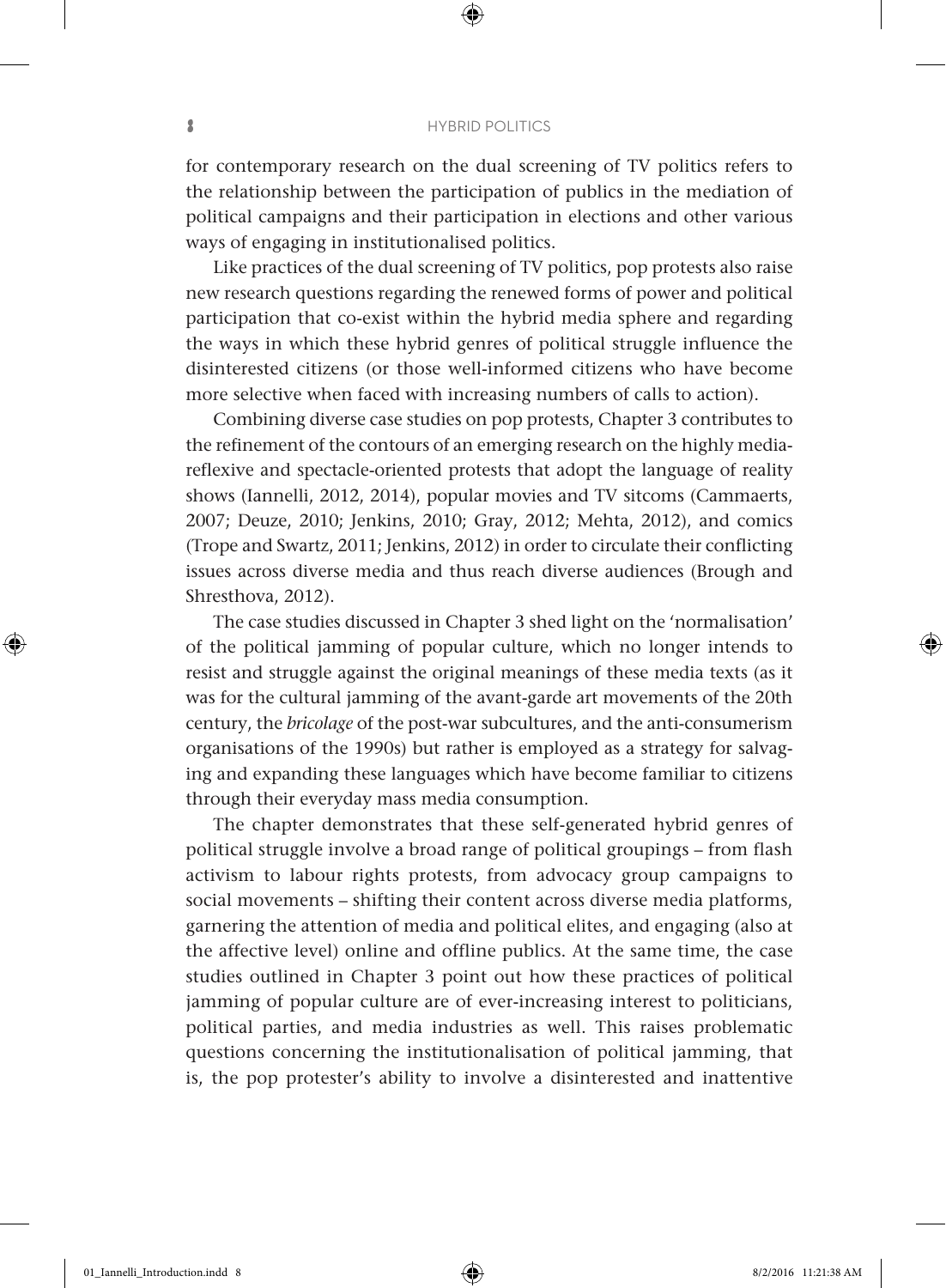for contemporary research on the dual screening of TV politics refers to the relationship between the participation of publics in the mediation of political campaigns and their participation in elections and other various ways of engaging in institutionalised politics.

Like practices of the dual screening of TV politics, pop protests also raise new research questions regarding the renewed forms of power and political participation that co-exist within the hybrid media sphere and regarding the ways in which these hybrid genres of political struggle influence the disinterested citizens (or those well-informed citizens who have become more selective when faced with increasing numbers of calls to action).

Combining diverse case studies on pop protests, Chapter 3 contributes to the refinement of the contours of an emerging research on the highly media-reflexive and spectacle-oriented protests that adopt the language of reality shows (Iannelli, 2012, 2014), popular movies and TV sitcoms (Cammaerts, 2007; Deuze, 2010; Jenkins, 2010; Gray, 2012; Mehta, 2012), and comics (Trope and Swartz, 2011; Jenkins, 2012) in order to circulate their conflicting issues across diverse media and thus reach diverse audiences (Brough and Shresthova, 2012).

The case studies discussed in Chapter 3 shed light on the 'normalisation' of the political jamming of popular culture, which no longer intends to resist and struggle against the original meanings of these media texts (as it was for the cultural jamming of the avant-garde art movements of the 20th century, the *bricolage* of the post-war subcultures, and the anti-consumerism organisations of the 1990s) but rather is employed as a strategy for salvaging and expanding these languages which have become familiar to citizens through their everyday mass media consumption.

The chapter demonstrates that these self-generated hybrid genres of political struggle involve a broad range of political groupings – from flash activism to labour rights protests, from advocacy group campaigns to social movements – shifting their content across diverse media platforms, garnering the attention of media and political elites, and engaging (also at the affective level) online and offline publics. At the same time, the case studies outlined in Chapter 3 point out how these practices of political jamming of popular culture are of ever-increasing interest to politicians, political parties, and media industries as well. This raises problematic questions concerning the institutionalisation of political jamming, that is, the pop protester's ability to involve a disinterested and inattentive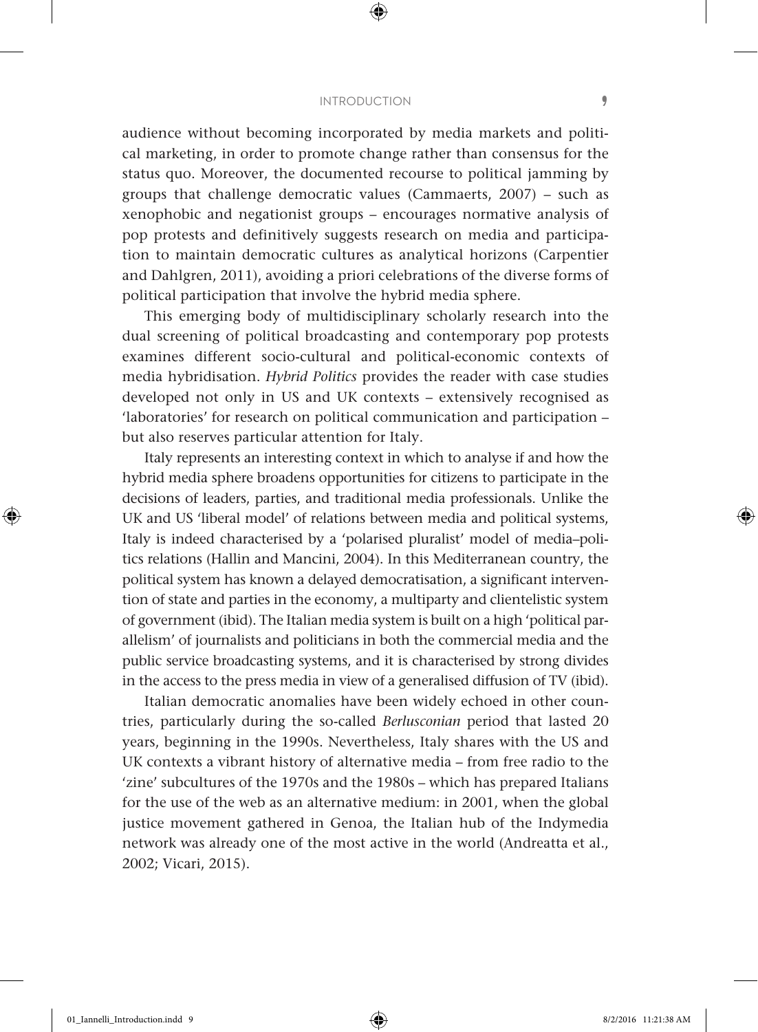audience without becoming incorporated by media markets and political marketing, in order to promote change rather than consensus for the status quo. Moreover, the documented recourse to political jamming by groups that challenge democratic values (Cammaerts, 2007) – such as xenophobic and negationist groups – encourages normative analysis of pop protests and definitively suggests research on media and participation to maintain democratic cultures as analytical horizons (Carpentier and Dahlgren, 2011), avoiding a priori celebrations of the diverse forms of political participation that involve the hybrid media sphere.

This emerging body of multidisciplinary scholarly research into the dual screening of political broadcasting and contemporary pop protests examines different socio-cultural and political-economic contexts of media hybridisation. *Hybrid Politics* provides the reader with case studies developed not only in US and UK contexts – extensively recognised as 'laboratories' for research on political communication and participation – but also reserves particular attention for Italy.

Italy represents an interesting context in which to analyse if and how the hybrid media sphere broadens opportunities for citizens to participate in the decisions of leaders, parties, and traditional media professionals. Unlike the UK and US 'liberal model' of relations between media and political systems, Italy is indeed characterised by a 'polarised pluralist' model of media–politics relations (Hallin and Mancini, 2004). In this Mediterranean country, the political system has known a delayed democratisation, a significant intervention of state and parties in the economy, a multiparty and clientelistic system of government (ibid). The Italian media system is built on a high 'political parallelism' of journalists and politicians in both the commercial media and the public service broadcasting systems, and it is characterised by strong divides in the access to the press media in view of a generalised diffusion of TV (ibid).

Italian democratic anomalies have been widely echoed in other countries, particularly during the so-called *Berlusconian* period that lasted 20 years, beginning in the 1990s. Nevertheless, Italy shares with the US and UK contexts a vibrant history of alternative media – from free radio to the 'zine' subcultures of the 1970s and the 1980s – which has prepared Italians for the use of the web as an alternative medium: in 2001, when the global justice movement gathered in Genoa, the Italian hub of the Indymedia network was already one of the most active in the world (Andreatta et al., 2002; Vicari, 2015).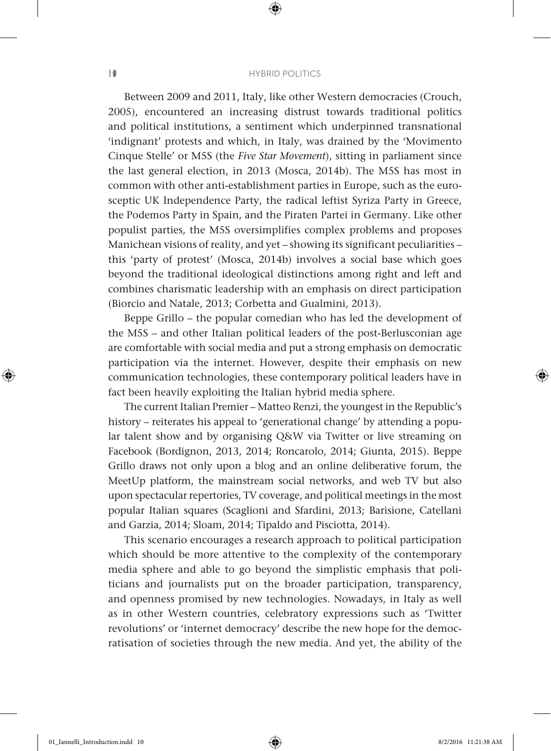Between 2009 and 2011, Italy, like other Western democracies (Crouch, 2005), encountered an increasing distrust towards traditional politics and political institutions, a sentiment which underpinned transnational 'indignant' protests and which, in Italy, was drained by the 'Movimento Cinque Stelle' or M5S (the *Five Star Movement*), sitting in parliament since the last general election, in 2013 (Mosca, 2014b). The M5S has most in common with other anti-establishment parties in Europe, such as the eurosceptic UK Independence Party, the radical leftist Syriza Party in Greece, the Podemos Party in Spain, and the Piraten Partei in Germany. Like other populist parties, the M5S oversimplifies complex problems and proposes Manichean visions of reality, and yet – showing its significant peculiarities – this 'party of protest' (Mosca, 2014b) involves a social base which goes beyond the traditional ideological distinctions among right and left and combines charismatic leadership with an emphasis on direct participation (Biorcio and Natale, 2013; Corbetta and Gualmini, 2013).

Beppe Grillo – the popular comedian who has led the development of the M5S – and other Italian political leaders of the post-Berlusconian age are comfortable with social media and put a strong emphasis on democratic participation via the internet. However, despite their emphasis on new communication technologies, these contemporary political leaders have in fact been heavily exploiting the Italian hybrid media sphere.

The current Italian Premier – Matteo Renzi, the youngest in the Republic's history – reiterates his appeal to 'generational change' by attending a popular talent show and by organising Q&W via Twitter or live streaming on Facebook (Bordignon, 2013, 2014; Roncarolo, 2014; Giunta, 2015). Beppe Grillo draws not only upon a blog and an online deliberative forum, the MeetUp platform, the mainstream social networks, and web TV but also upon spectacular repertories, TV coverage, and political meetings in the most popular Italian squares (Scaglioni and Sfardini, 2013; Barisione, Catellani and Garzia, 2014; Sloam, 2014; Tipaldo and Pisciotta, 2014).

This scenario encourages a research approach to political participation which should be more attentive to the complexity of the contemporary media sphere and able to go beyond the simplistic emphasis that politicians and journalists put on the broader participation, transparency, and openness promised by new technologies. Nowadays, in Italy as well as in other Western countries, celebratory expressions such as 'Twitter revolutions' or 'internet democracy' describe the new hope for the democratisation of societies through the new media. And yet, the ability of the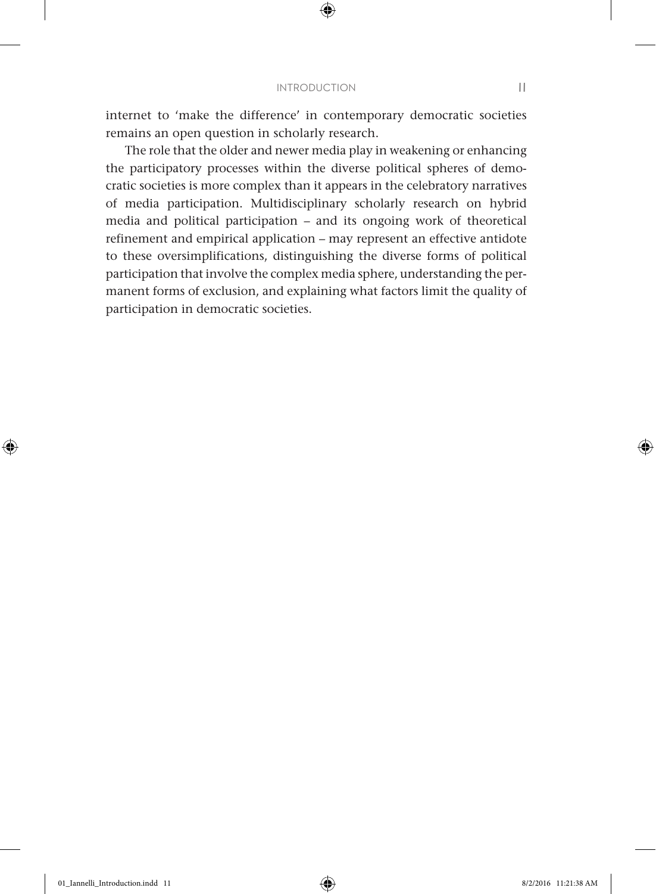internet to 'make the difference' in contemporary democratic societies remains an open question in scholarly research.

The role that the older and newer media play in weakening or enhancing the participatory processes within the diverse political spheres of democratic societies is more complex than it appears in the celebratory narratives of media participation. Multidisciplinary scholarly research on hybrid media and political participation – and its ongoing work of theoretical refinement and empirical application – may represent an effective antidote to these oversimplifications, distinguishing the diverse forms of political participation that involve the complex media sphere, understanding the permanent forms of exclusion, and explaining what factors limit the quality of participation in democratic societies.